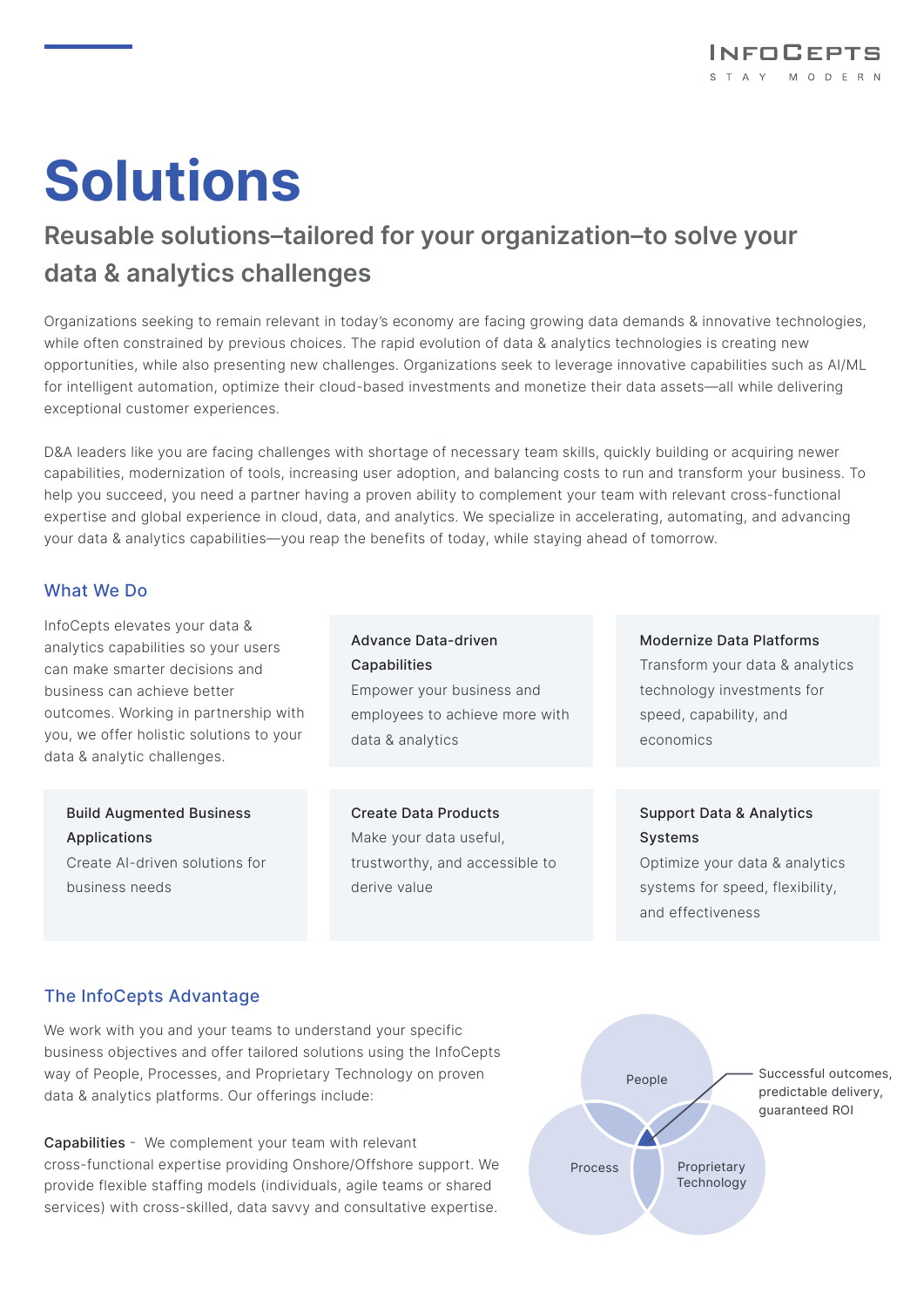# Solutions

## Reusable solutions–tailored for your organization–to solve your data & analytics challenges

Organizations seeking to remain relevant in today's economy are facing growing data demands & innovative technologies, while often constrained by previous choices. The rapid evolution of data & analytics technologies is creating new opportunities, while also presenting new challenges. Organizations seek to leverage innovative capabilities such as AI/ML for intelligent automation, optimize their cloud-based investments and monetize their data assets—all while delivering exceptional customer experiences.

D&A leaders like you are facing challenges with shortage of necessary team skills, quickly building or acquiring newer capabilities, modernization of tools, increasing user adoption, and balancing costs to run and transform your business. To help you succeed, you need a partner having a proven ability to complement your team with relevant cross-functional expertise and global experience in cloud, data, and analytics. We specialize in accelerating, automating, and advancing your data & analytics capabilities—you reap the benefits of today, while staying ahead of tomorrow.

### What We Do

InfoCepts elevates your data & analytics capabilities so your users can make smarter decisions and business can achieve better outcomes. Working in partnership with you, we offer holistic solutions to your data & analytic challenges.

**Advance Data-driven Capabilities**
Empower your business and employees to achieve more with data & analytics

**Modernize Data Platforms**
Transform your data & analytics technology investments for speed, capability, and economics

**Build Augmented Business Applications**
Create AI-driven solutions for business needs

**Create Data Products**
Make your data useful, trustworthy, and accessible to derive value

**Support Data & Analytics Systems**
Optimize your data & analytics systems for speed, flexibility, and effectiveness

### The InfoCepts Advantage

We work with you and your teams to understand your specific business objectives and offer tailored solutions using the InfoCepts way of People, Processes, and Proprietary Technology on proven data & analytics platforms. Our offerings include:

**Capabilities** - We complement your team with relevant cross-functional expertise providing Onshore/Offshore support. We provide flexible staffing models (individuals, agile teams or shared services) with cross-skilled, data savvy and consultative expertise.

People | Process | Proprietary Technology — Successful outcomes, predictable delivery, guaranteed ROI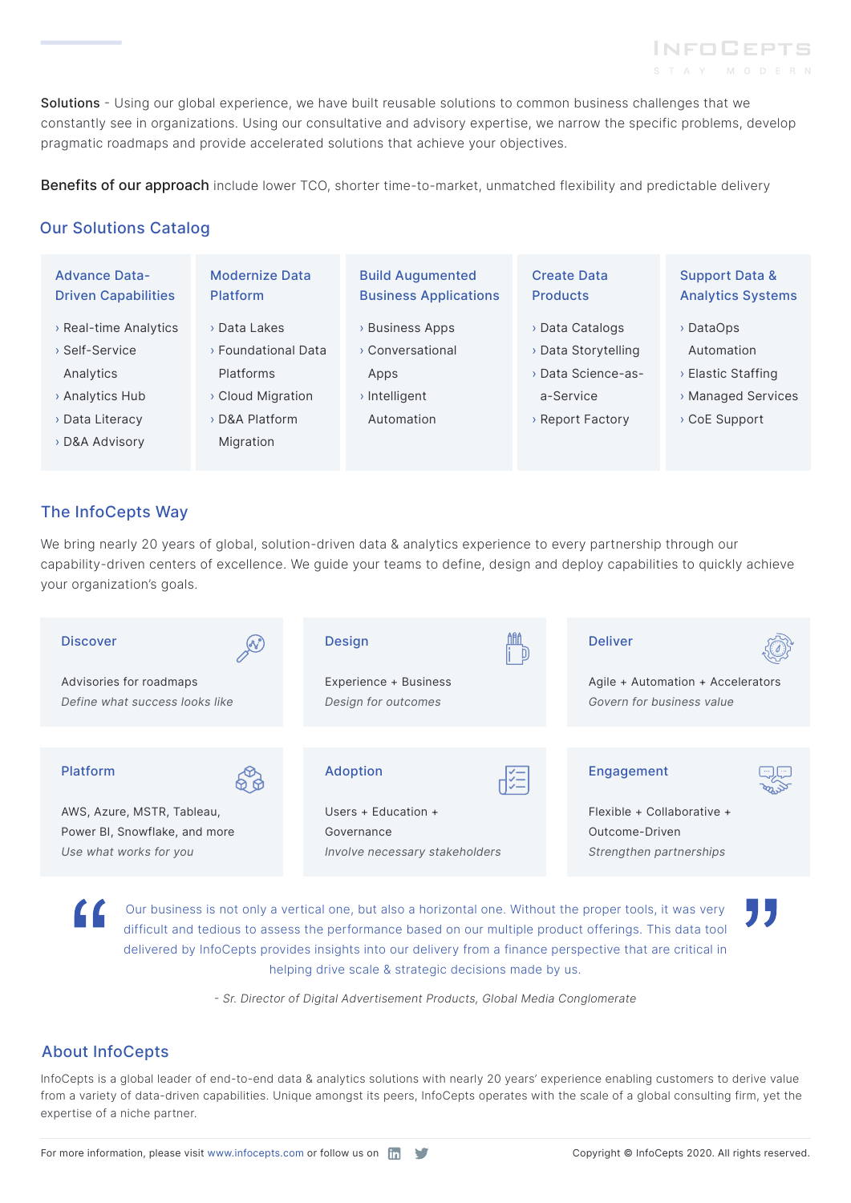**Solutions** - Using our global experience, we have built reusable solutions to common business challenges that we constantly see in organizations. Using our consultative and advisory expertise, we narrow the specific problems, develop pragmatic roadmaps and provide accelerated solutions that achieve your objectives.

**Benefits of our approach** include lower TCO, shorter time-to-market, unmatched flexibility and predictable delivery

## Our Solutions Catalog

### Advance Data-Driven Capabilities

- Real-time Analytics
- Self-Service Analytics
- Analytics Hub
- Data Literacy
- D&A Advisory

### Modernize Data Platform

- Data Lakes
- Foundational Data Platforms
- Cloud Migration
- D&A Platform Migration

### Build Augumented Business Applications

- Business Apps
- Conversational Apps
- Intelligent Automation

### Create Data Products

- Data Catalogs
- Data Storytelling
- Data Science-as-a-Service
- Report Factory

### Support Data & Analytics Systems

- DataOps Automation
- Elastic Staffing
- Managed Services
- CoE Support

## The InfoCepts Way

We bring nearly 20 years of global, solution-driven data & analytics experience to every partnership through our capability-driven centers of excellence. We guide your teams to define, design and deploy capabilities to quickly achieve your organization's goals.

### Discover

Advisories for roadmaps

*Define what success looks like*

### Design

Experience + Business

*Design for outcomes*

### Deliver

Agile + Automation + Accelerators

*Govern for business value*

### Platform

AWS, Azure, MSTR, Tableau, Power BI, Snowflake, and more

*Use what works for you*

### Adoption

Users + Education + Governance

*Involve necessary stakeholders*

### Engagement

Flexible + Collaborative + Outcome-Driven

*Strengthen partnerships*

> Our business is not only a vertical one, but also a horizontal one. Without the proper tools, it was very difficult and tedious to assess the performance based on our multiple product offerings. This data tool delivered by InfoCepts provides insights into our delivery from a finance perspective that are critical in helping drive scale & strategic decisions made by us.
>
> *- Sr. Director of Digital Advertisement Products, Global Media Conglomerate*

## About InfoCepts

InfoCepts is a global leader of end-to-end data & analytics solutions with nearly 20 years' experience enabling customers to derive value from a variety of data-driven capabilities. Unique amongst its peers, InfoCepts operates with the scale of a global consulting firm, yet the expertise of a niche partner.

For more information, please visit www.infocepts.com or follow us on

Copyright © InfoCepts 2020. All rights reserved.